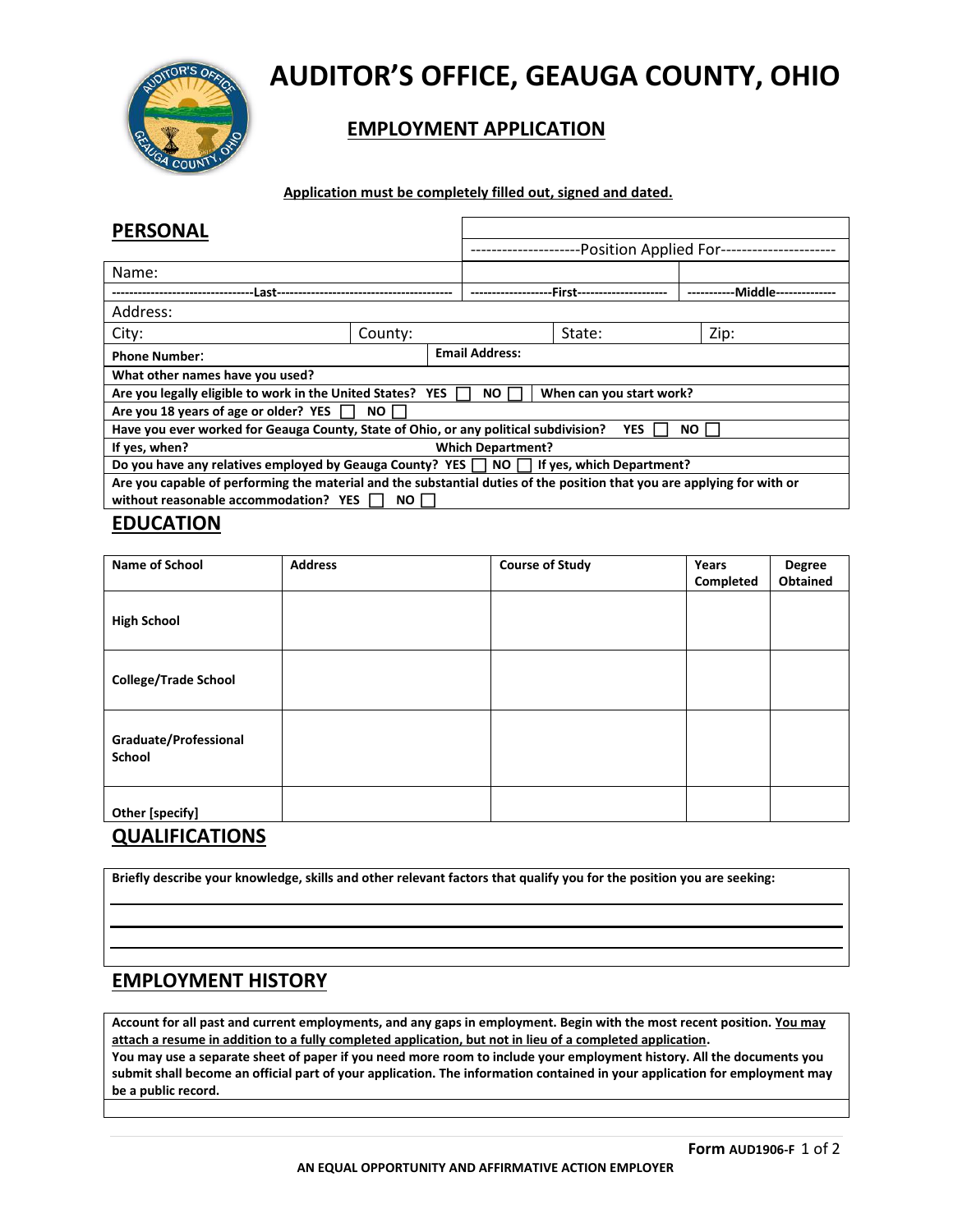# AUDITOR'S OFFICE, GEAUGA COUNTY, OHIO

## EMPLOYMENT APPLICATION

**Application must be completely filled out, signed and dated.**

## PERSONAL

| | | | |
|---|---|---|---|
| | ---Position Applied For--- | | |
| Name: | | | |
| ---Last--- | ---First--- | | ---Middle--- |
| Address: | | | |
| City: | County: | State: | Zip: |
| **Phone Number**: | **Email Address:** | | |

**What other names have you used?**

**Are you legally eligible to work in the United States? YES ☐ NO ☐ When can you start work?**

**Are you 18 years of age or older? YES ☐ NO ☐**

**Have you ever worked for Geauga County, State of Ohio, or any political subdivision? YES ☐ NO ☐**

**If yes, when? Which Department?**

**Do you have any relatives employed by Geauga County? YES ☐ NO ☐ If yes, which Department?**

**Are you capable of performing the material and the substantial duties of the position that you are applying for with or without reasonable accommodation? YES ☐ NO ☐**

## EDUCATION

| Name of School | Address | Course of Study | Years Completed | Degree Obtained |
|---|---|---|---|---|
| High School | | | | |
| College/Trade School | | | | |
| Graduate/Professional School | | | | |
| Other [specify] | | | | |

## QUALIFICATIONS

**Briefly describe your knowledge, skills and other relevant factors that qualify you for the position you are seeking:**

## EMPLOYMENT HISTORY

**Account for all past and current employments, and any gaps in employment. Begin with the most recent position. You may attach a resume in addition to a fully completed application, but not in lieu of a completed application.**
**You may use a separate sheet of paper if you need more room to include your employment history. All the documents you submit shall become an official part of your application. The information contained in your application for employment may be a public record.**

**Form AUD1906-F**

AN EQUAL OPPORTUNITY AND AFFIRMATIVE ACTION EMPLOYER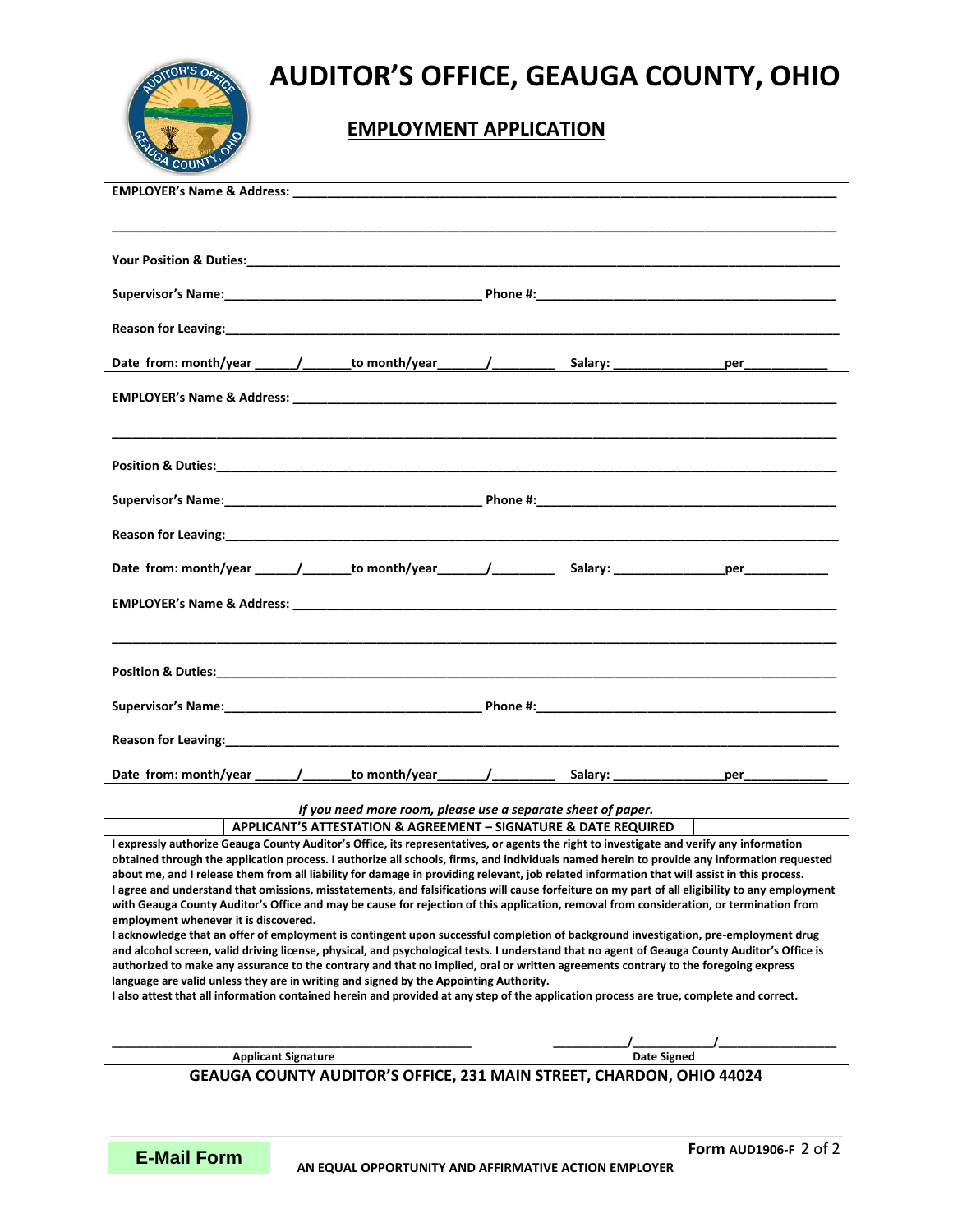# AUDITOR'S OFFICE, GEAUGA COUNTY, OHIO

## EMPLOYMENT APPLICATION

**EMPLOYER's Name & Address:** ____________________________________________

____________________________________________

**Your Position & Duties:** ____________________________________________

**Supervisor's Name:** ______________________ **Phone #:** ______________________

**Reason for Leaving:** ____________________________________________

**Date from: month/year** ____/____ **to month/year** ____/____ **Salary:** __________ **per** ________

**EMPLOYER's Name & Address:** ____________________________________________

____________________________________________

**Position & Duties:** ____________________________________________

**Supervisor's Name:** ______________________ **Phone #:** ______________________

**Reason for Leaving:** ____________________________________________

**Date from: month/year** ____/____ **to month/year** ____/____ **Salary:** __________ **per** ________

**EMPLOYER's Name & Address:** ____________________________________________

____________________________________________

**Position & Duties:** ____________________________________________

**Supervisor's Name:** ______________________ **Phone #:** ______________________

**Reason for Leaving:** ____________________________________________

**Date from: month/year** ____/____ **to month/year** ____/____ **Salary:** __________ **per** ________

***If you need more room, please use a separate sheet of paper.***

**APPLICANT'S ATTESTATION & AGREEMENT – SIGNATURE & DATE REQUIRED**

**I expressly authorize Geauga County Auditor's Office, its representatives, or agents the right to investigate and verify any information obtained through the application process. I authorize all schools, firms, and individuals named herein to provide any information requested about me, and I release them from all liability for damage in providing relevant, job related information that will assist in this process.**

**I agree and understand that omissions, misstatements, and falsifications will cause forfeiture on my part of all eligibility to any employment with Geauga County Auditor's Office and may be cause for rejection of this application, removal from consideration, or termination from employment whenever it is discovered.**

**I acknowledge that an offer of employment is contingent upon successful completion of background investigation, pre-employment drug and alcohol screen, valid driving license, physical, and psychological tests. I understand that no agent of Geauga County Auditor's Office is authorized to make any assurance to the contrary and that no implied, oral or written agreements contrary to the foregoing express language are valid unless they are in writing and signed by the Appointing Authority.**

**I also attest that all information contained herein and provided at any step of the application process are true, complete and correct.**

______________________________ ________/________/________

**Applicant Signature** **Date Signed**

**GEAUGA COUNTY AUDITOR'S OFFICE, 231 MAIN STREET, CHARDON, OHIO 44024**

**E-Mail Form**

**AN EQUAL OPPORTUNITY AND AFFIRMATIVE ACTION EMPLOYER**

**Form AUD1906-F**